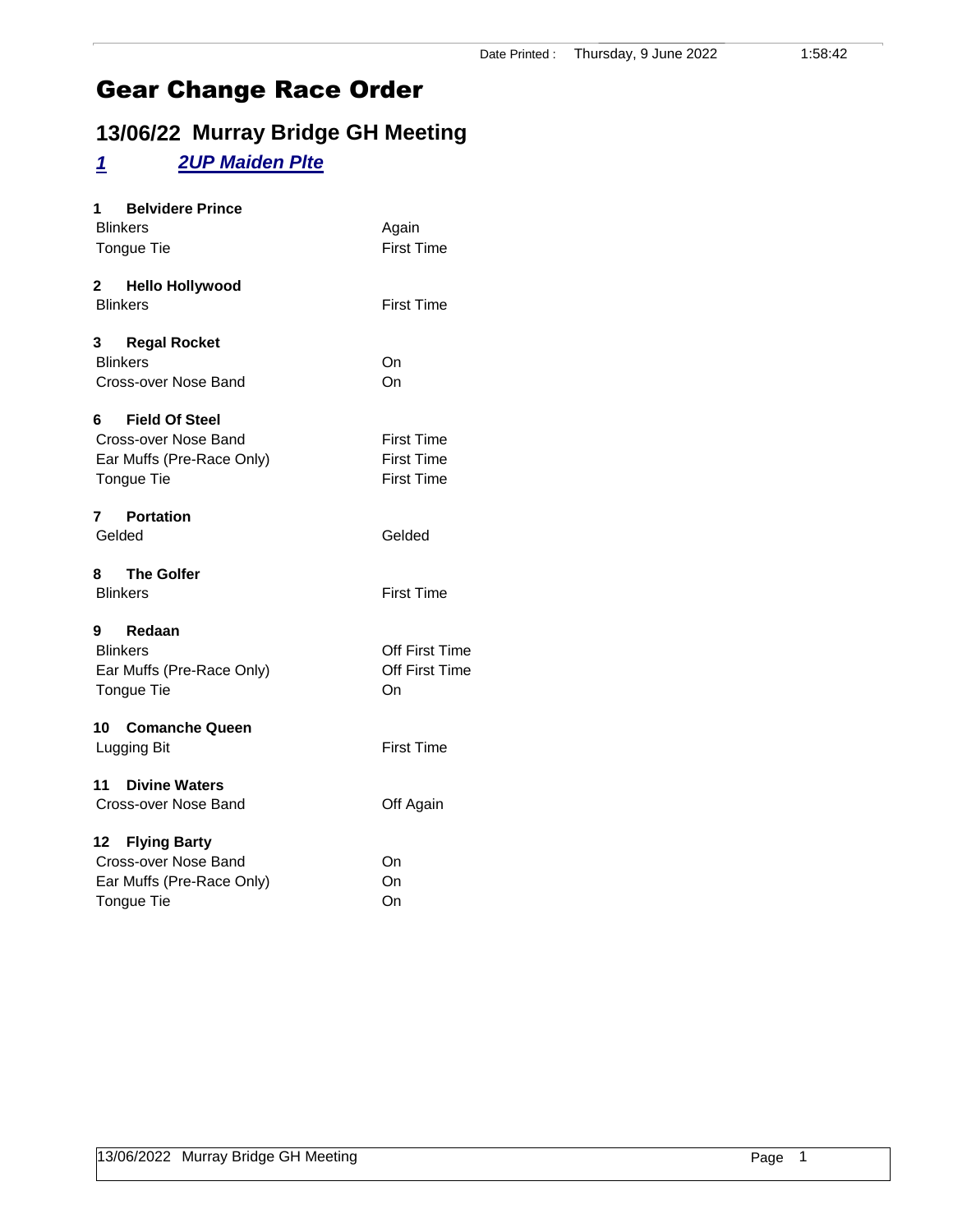Date Printed : Thursday, 9 June 2022 1:58:42

# Gear Change Race Order

## 13/06/22 Murray Bridge GH Meeting

### *1* *2UP Maiden Plte*

**1 Belvidere Prince**

| | |
|---|---|
| Blinkers | Again |
| Tongue Tie | First Time |

**2 Hello Hollywood**

| | |
|---|---|
| Blinkers | First Time |

**3 Regal Rocket**

| | |
|---|---|
| Blinkers | On |
| Cross-over Nose Band | On |

**6 Field Of Steel**

| | |
|---|---|
| Cross-over Nose Band | First Time |
| Ear Muffs (Pre-Race Only) | First Time |
| Tongue Tie | First Time |

**7 Portation**

| | |
|---|---|
| Gelded | Gelded |

**8 The Golfer**

| | |
|---|---|
| Blinkers | First Time |

**9 Redaan**

| | |
|---|---|
| Blinkers | Off First Time |
| Ear Muffs (Pre-Race Only) | Off First Time |
| Tongue Tie | On |

**10 Comanche Queen**

| | |
|---|---|
| Lugging Bit | First Time |

**11 Divine Waters**

| | |
|---|---|
| Cross-over Nose Band | Off Again |

**12 Flying Barty**

| | |
|---|---|
| Cross-over Nose Band | On |
| Ear Muffs (Pre-Race Only) | On |
| Tongue Tie | On |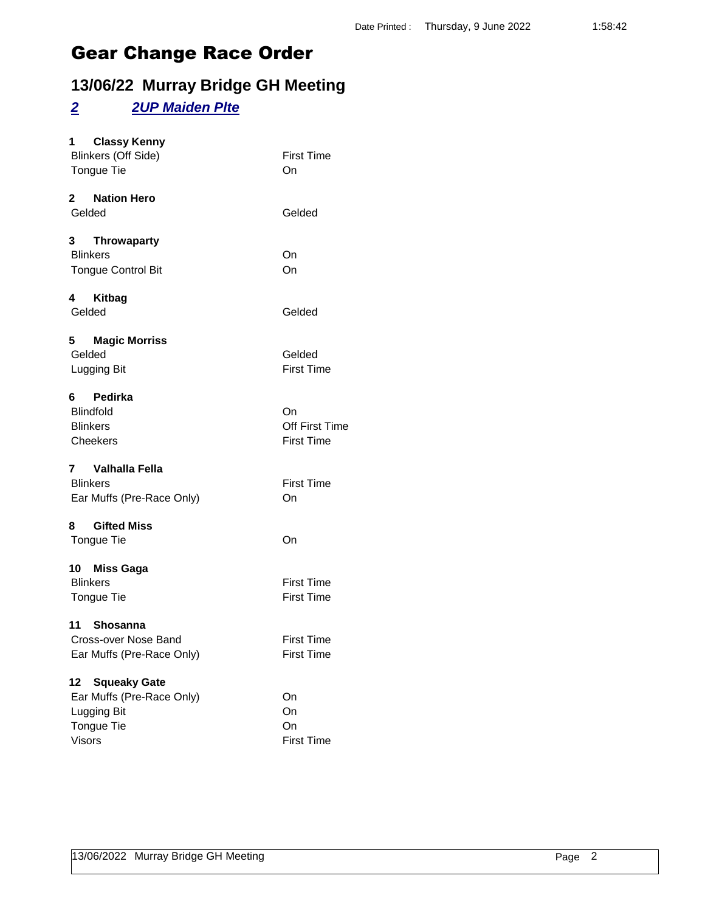Date Printed : Thursday, 9 June 2022 1:58:42

# Gear Change Race Order

## 13/06/22 Murray Bridge GH Meeting

### *2* *2UP Maiden Plte*

**1 Classy Kenny**

| | |
|---|---|
| Blinkers (Off Side) | First Time |
| Tongue Tie | On |

**2 Nation Hero**

| | |
|---|---|
| Gelded | Gelded |

**3 Throwaparty**

| | |
|---|---|
| Blinkers | On |
| Tongue Control Bit | On |

**4 Kitbag**

| | |
|---|---|
| Gelded | Gelded |

**5 Magic Morriss**

| | |
|---|---|
| Gelded | Gelded |
| Lugging Bit | First Time |

**6 Pedirka**

| | |
|---|---|
| Blindfold | On |
| Blinkers | Off First Time |
| Cheekers | First Time |

**7 Valhalla Fella**

| | |
|---|---|
| Blinkers | First Time |
| Ear Muffs (Pre-Race Only) | On |

**8 Gifted Miss**

| | |
|---|---|
| Tongue Tie | On |

**10 Miss Gaga**

| | |
|---|---|
| Blinkers | First Time |
| Tongue Tie | First Time |

**11 Shosanna**

| | |
|---|---|
| Cross-over Nose Band | First Time |
| Ear Muffs (Pre-Race Only) | First Time |

**12 Squeaky Gate**

| | |
|---|---|
| Ear Muffs (Pre-Race Only) | On |
| Lugging Bit | On |
| Tongue Tie | On |
| Visors | First Time |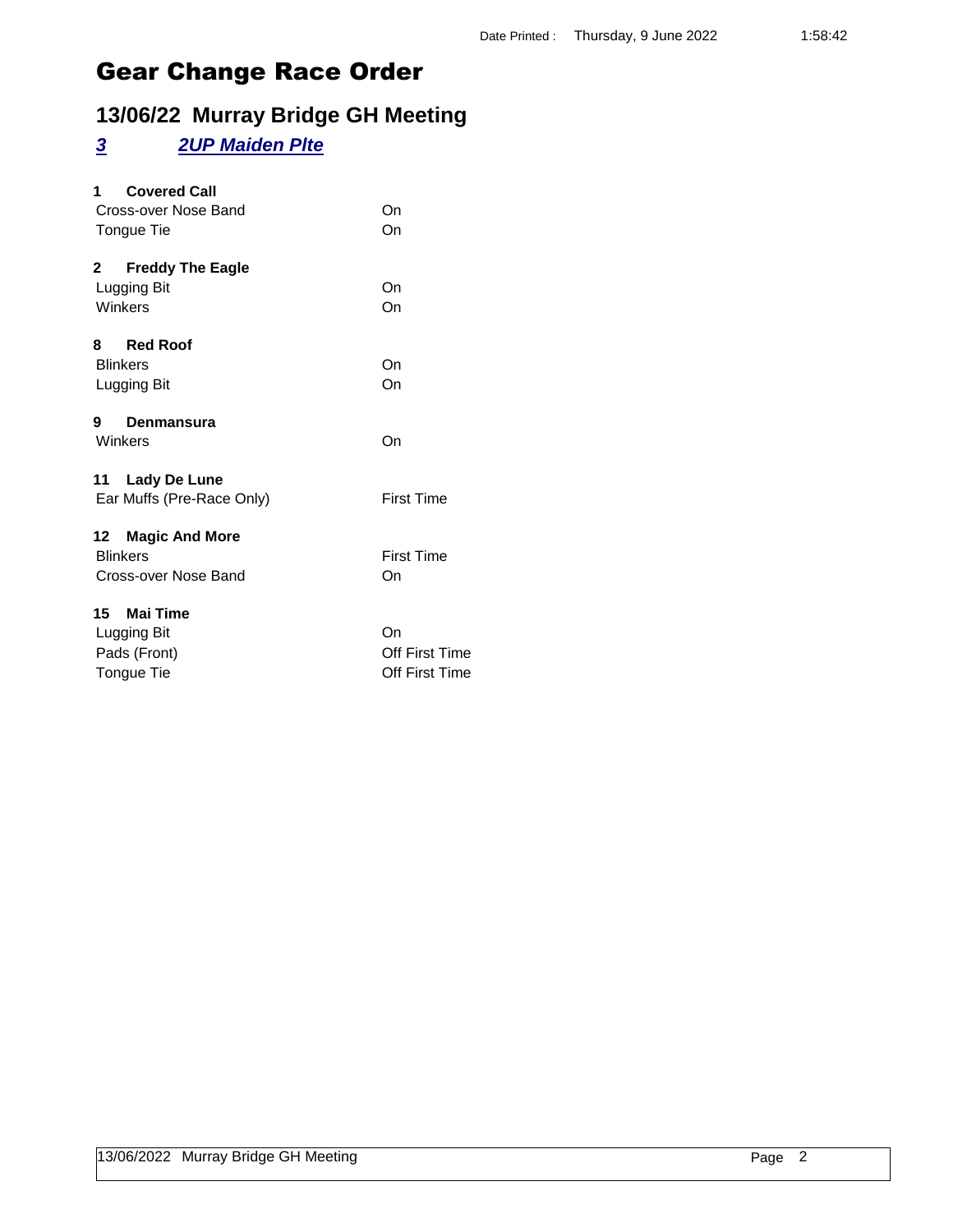Date Printed : Thursday, 9 June 2022 1:58:42

# Gear Change Race Order

## 13/06/22 Murray Bridge GH Meeting

### *3* *2UP Maiden Plte*

**1 Covered Call**

| | |
|---|---|
| Cross-over Nose Band | On |
| Tongue Tie | On |

**2 Freddy The Eagle**

| | |
|---|---|
| Lugging Bit | On |
| Winkers | On |

**8 Red Roof**

| | |
|---|---|
| Blinkers | On |
| Lugging Bit | On |

**9 Denmansura**

| | |
|---|---|
| Winkers | On |

**11 Lady De Lune**

| | |
|---|---|
| Ear Muffs (Pre-Race Only) | First Time |

**12 Magic And More**

| | |
|---|---|
| Blinkers | First Time |
| Cross-over Nose Band | On |

**15 Mai Time**

| | |
|---|---|
| Lugging Bit | On |
| Pads (Front) | Off First Time |
| Tongue Tie | Off First Time |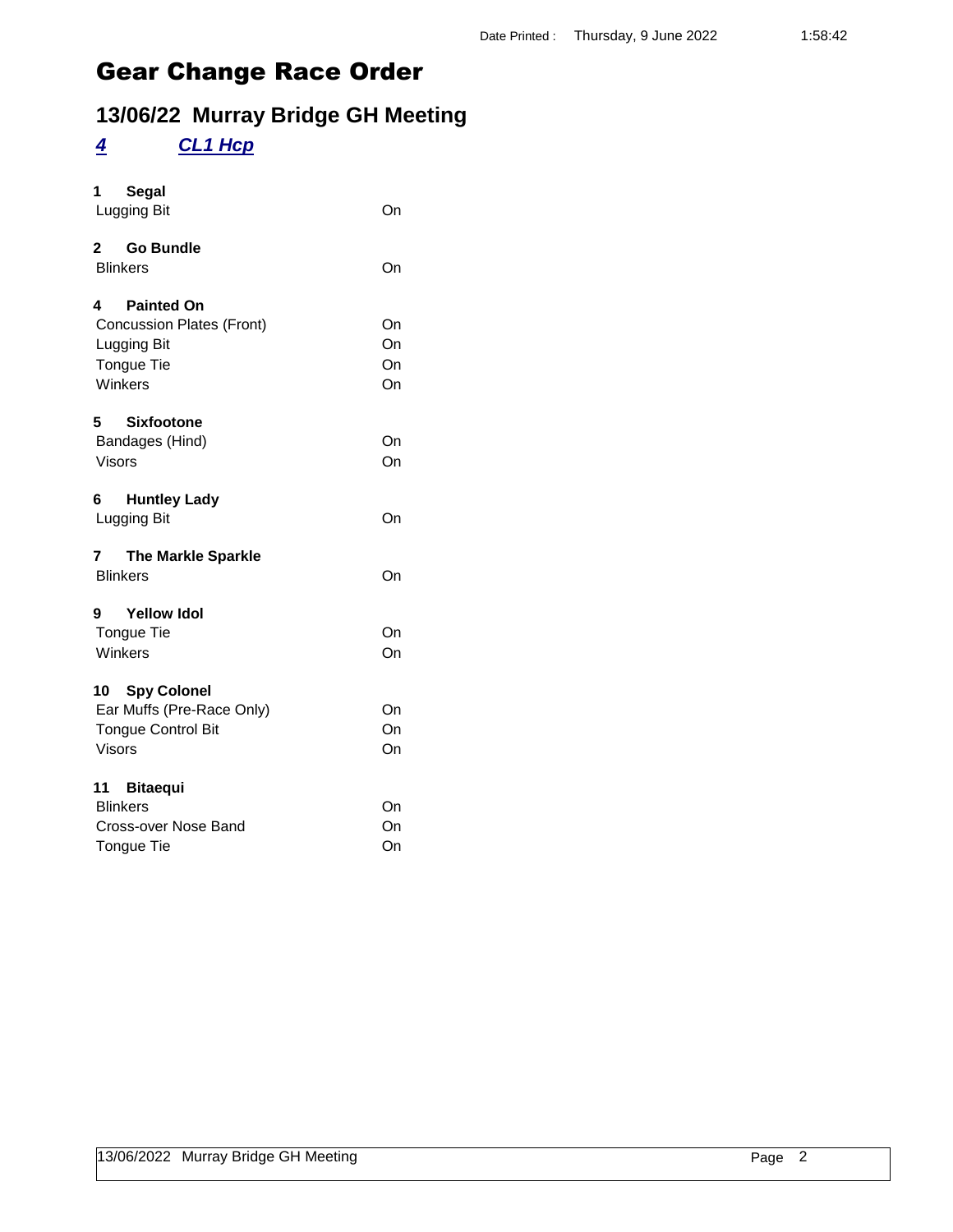# Gear Change Race Order

## 13/06/22 Murray Bridge GH Meeting

### *4* *CL1 Hcp*

**1 Segal**

| | |
|---|---|
| Lugging Bit | On |

**2 Go Bundle**

| | |
|---|---|
| Blinkers | On |

**4 Painted On**

| | |
|---|---|
| Concussion Plates (Front) | On |
| Lugging Bit | On |
| Tongue Tie | On |
| Winkers | On |

**5 Sixfootone**

| | |
|---|---|
| Bandages (Hind) | On |
| Visors | On |

**6 Huntley Lady**

| | |
|---|---|
| Lugging Bit | On |

**7 The Markle Sparkle**

| | |
|---|---|
| Blinkers | On |

**9 Yellow Idol**

| | |
|---|---|
| Tongue Tie | On |
| Winkers | On |

**10 Spy Colonel**

| | |
|---|---|
| Ear Muffs (Pre-Race Only) | On |
| Tongue Control Bit | On |
| Visors | On |

**11 Bitaequi**

| | |
|---|---|
| Blinkers | On |
| Cross-over Nose Band | On |
| Tongue Tie | On |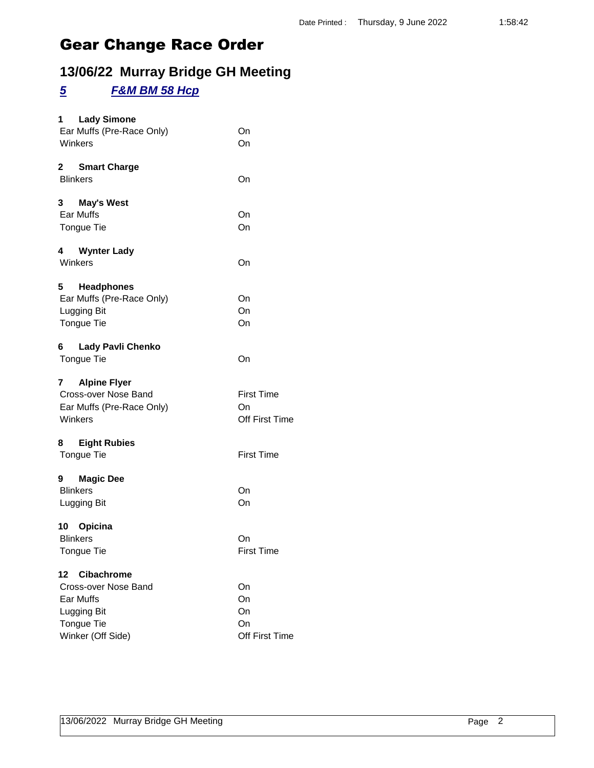# Gear Change Race Order

## 13/06/22 Murray Bridge GH Meeting

### *5 F&M BM 58 Hcp*

**1 Lady Simone**

| | |
|---|---|
| Ear Muffs (Pre-Race Only) | On |
| Winkers | On |

**2 Smart Charge**

| | |
|---|---|
| Blinkers | On |

**3 May's West**

| | |
|---|---|
| Ear Muffs | On |
| Tongue Tie | On |

**4 Wynter Lady**

| | |
|---|---|
| Winkers | On |

**5 Headphones**

| | |
|---|---|
| Ear Muffs (Pre-Race Only) | On |
| Lugging Bit | On |
| Tongue Tie | On |

**6 Lady Pavli Chenko**

| | |
|---|---|
| Tongue Tie | On |

**7 Alpine Flyer**

| | |
|---|---|
| Cross-over Nose Band | First Time |
| Ear Muffs (Pre-Race Only) | On |
| Winkers | Off First Time |

**8 Eight Rubies**

| | |
|---|---|
| Tongue Tie | First Time |

**9 Magic Dee**

| | |
|---|---|
| Blinkers | On |
| Lugging Bit | On |

**10 Opicina**

| | |
|---|---|
| Blinkers | On |
| Tongue Tie | First Time |

**12 Cibachrome**

| | |
|---|---|
| Cross-over Nose Band | On |
| Ear Muffs | On |
| Lugging Bit | On |
| Tongue Tie | On |
| Winker (Off Side) | Off First Time |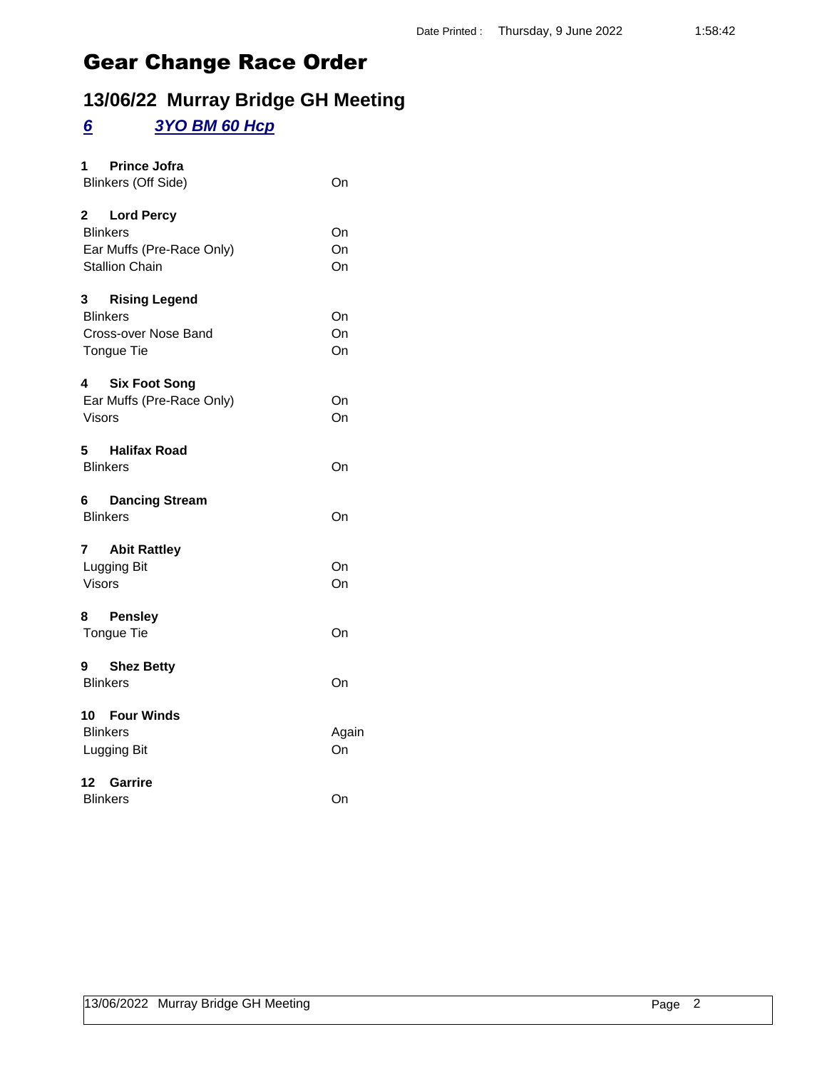Date Printed : Thursday, 9 June 2022 1:58:42

# Gear Change Race Order

## 13/06/22 Murray Bridge GH Meeting

### *6* *3YO BM 60 Hcp*

**1 Prince Jofra**

| | |
|---|---|
| Blinkers (Off Side) | On |

**2 Lord Percy**

| | |
|---|---|
| Blinkers | On |
| Ear Muffs (Pre-Race Only) | On |
| Stallion Chain | On |

**3 Rising Legend**

| | |
|---|---|
| Blinkers | On |
| Cross-over Nose Band | On |
| Tongue Tie | On |

**4 Six Foot Song**

| | |
|---|---|
| Ear Muffs (Pre-Race Only) | On |
| Visors | On |

**5 Halifax Road**

| | |
|---|---|
| Blinkers | On |

**6 Dancing Stream**

| | |
|---|---|
| Blinkers | On |

**7 Abit Rattley**

| | |
|---|---|
| Lugging Bit | On |
| Visors | On |

**8 Pensley**

| | |
|---|---|
| Tongue Tie | On |

**9 Shez Betty**

| | |
|---|---|
| Blinkers | On |

**10 Four Winds**

| | |
|---|---|
| Blinkers | Again |
| Lugging Bit | On |

**12 Garrire**

| | |
|---|---|
| Blinkers | On |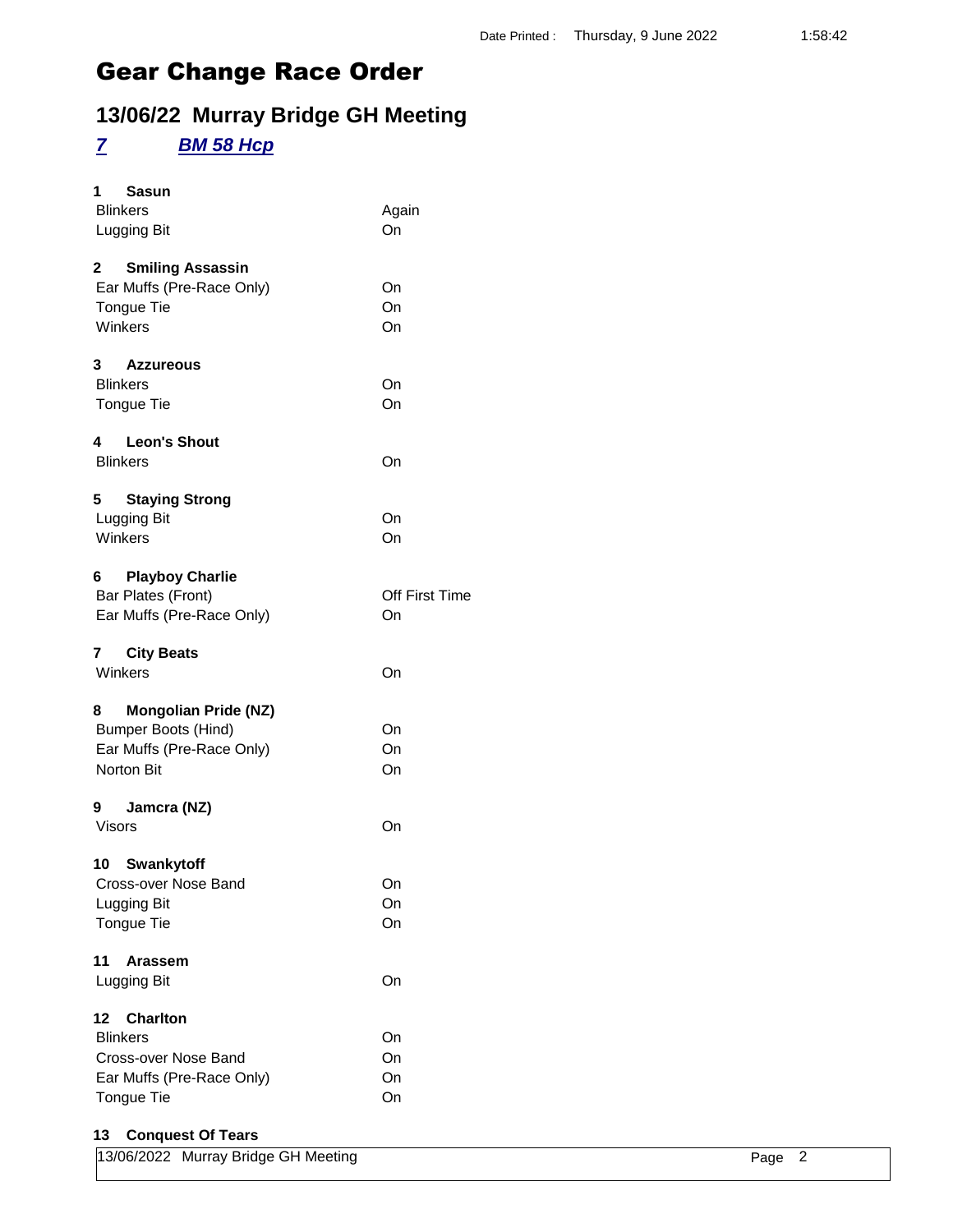Date Printed : Thursday, 9 June 2022 1:58:42

# Gear Change Race Order

## 13/06/22 Murray Bridge GH Meeting

### *7* *BM 58 Hcp*

**1 Sasun**

| | |
|---|---|
| Blinkers | Again |
| Lugging Bit | On |

**2 Smiling Assassin**

| | |
|---|---|
| Ear Muffs (Pre-Race Only) | On |
| Tongue Tie | On |
| Winkers | On |

**3 Azzureous**

| | |
|---|---|
| Blinkers | On |
| Tongue Tie | On |

**4 Leon's Shout**

| | |
|---|---|
| Blinkers | On |

**5 Staying Strong**

| | |
|---|---|
| Lugging Bit | On |
| Winkers | On |

**6 Playboy Charlie**

| | |
|---|---|
| Bar Plates (Front) | Off First Time |
| Ear Muffs (Pre-Race Only) | On |

**7 City Beats**

| | |
|---|---|
| Winkers | On |

**8 Mongolian Pride (NZ)**

| | |
|---|---|
| Bumper Boots (Hind) | On |
| Ear Muffs (Pre-Race Only) | On |
| Norton Bit | On |

**9 Jamcra (NZ)**

| | |
|---|---|
| Visors | On |

**10 Swankytoff**

| | |
|---|---|
| Cross-over Nose Band | On |
| Lugging Bit | On |
| Tongue Tie | On |

**11 Arassem**

| | |
|---|---|
| Lugging Bit | On |

**12 Charlton**

| | |
|---|---|
| Blinkers | On |
| Cross-over Nose Band | On |
| Ear Muffs (Pre-Race Only) | On |
| Tongue Tie | On |

**13 Conquest Of Tears**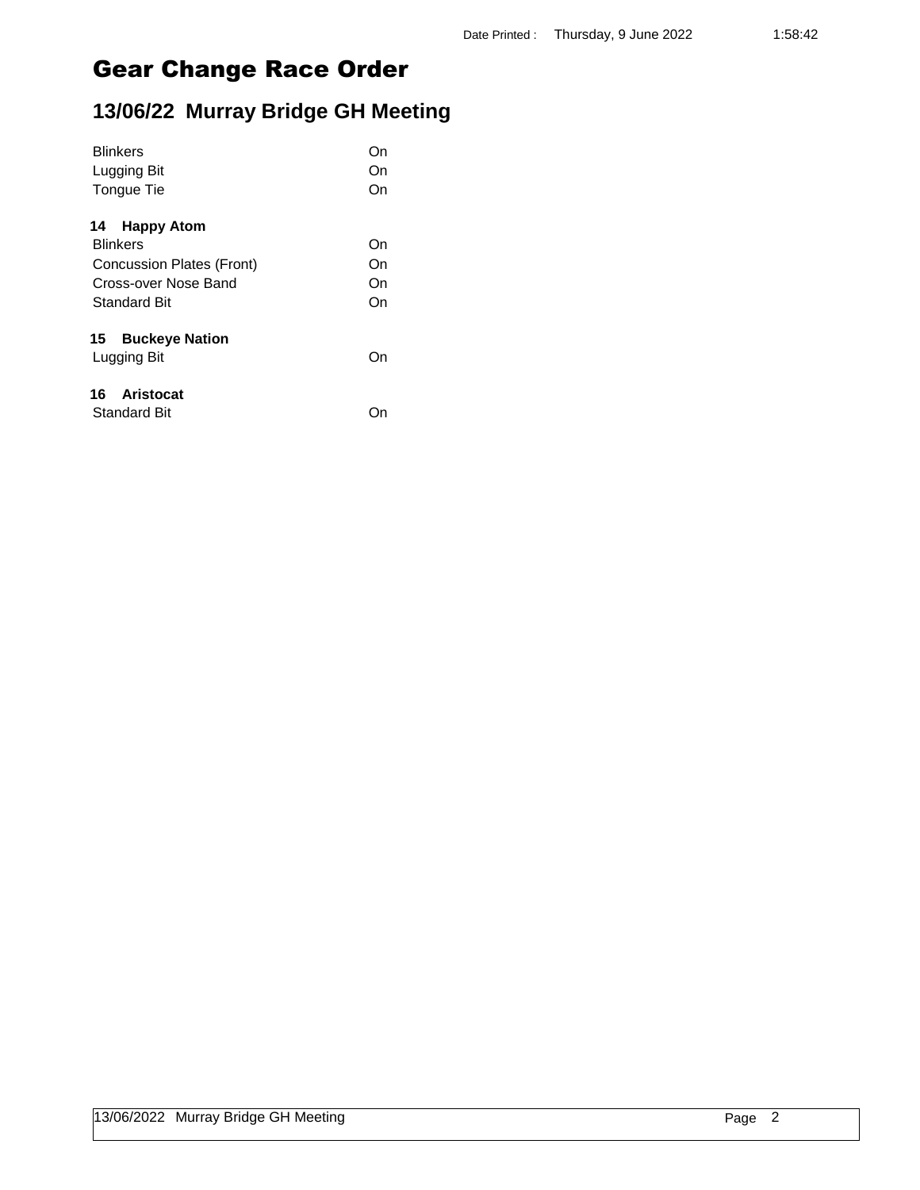# Gear Change Race Order

## 13/06/22 Murray Bridge GH Meeting

| | |
|---|---|
| Blinkers | On |
| Lugging Bit | On |
| Tongue Tie | On |

**14 Happy Atom**

| | |
|---|---|
| Blinkers | On |
| Concussion Plates (Front) | On |
| Cross-over Nose Band | On |
| Standard Bit | On |

**15 Buckeye Nation**

| | |
|---|---|
| Lugging Bit | On |

**16 Aristocat**

| | |
|---|---|
| Standard Bit | On |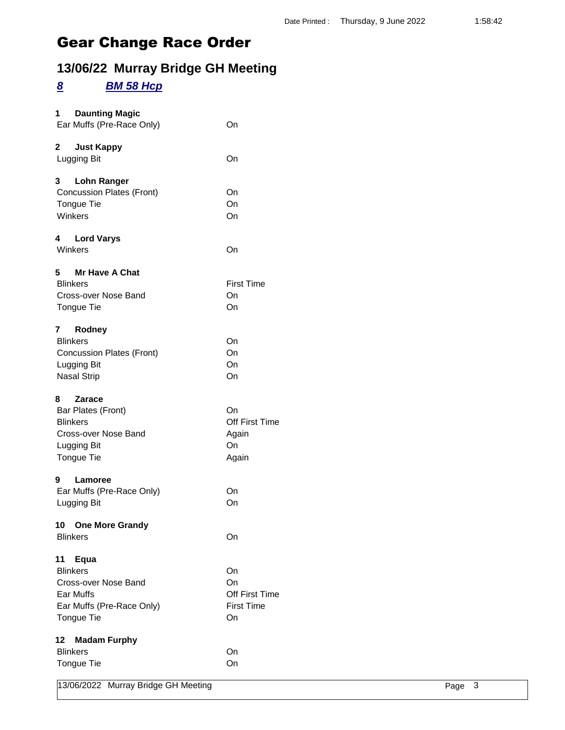# Gear Change Race Order

## 13/06/22 Murray Bridge GH Meeting

### *8* *BM 58 Hcp*

**1 Daunting Magic**

| | |
|---|---|
| Ear Muffs (Pre-Race Only) | On |

**2 Just Kappy**

| | |
|---|---|
| Lugging Bit | On |

**3 Lohn Ranger**

| | |
|---|---|
| Concussion Plates (Front) | On |
| Tongue Tie | On |
| Winkers | On |

**4 Lord Varys**

| | |
|---|---|
| Winkers | On |

**5 Mr Have A Chat**

| | |
|---|---|
| Blinkers | First Time |
| Cross-over Nose Band | On |
| Tongue Tie | On |

**7 Rodney**

| | |
|---|---|
| Blinkers | On |
| Concussion Plates (Front) | On |
| Lugging Bit | On |
| Nasal Strip | On |

**8 Zarace**

| | |
|---|---|
| Bar Plates (Front) | On |
| Blinkers | Off First Time |
| Cross-over Nose Band | Again |
| Lugging Bit | On |
| Tongue Tie | Again |

**9 Lamoree**

| | |
|---|---|
| Ear Muffs (Pre-Race Only) | On |
| Lugging Bit | On |

**10 One More Grandy**

| | |
|---|---|
| Blinkers | On |

**11 Equa**

| | |
|---|---|
| Blinkers | On |
| Cross-over Nose Band | On |
| Ear Muffs | Off First Time |
| Ear Muffs (Pre-Race Only) | First Time |
| Tongue Tie | On |

**12 Madam Furphy**

| | |
|---|---|
| Blinkers | On |
| Tongue Tie | On |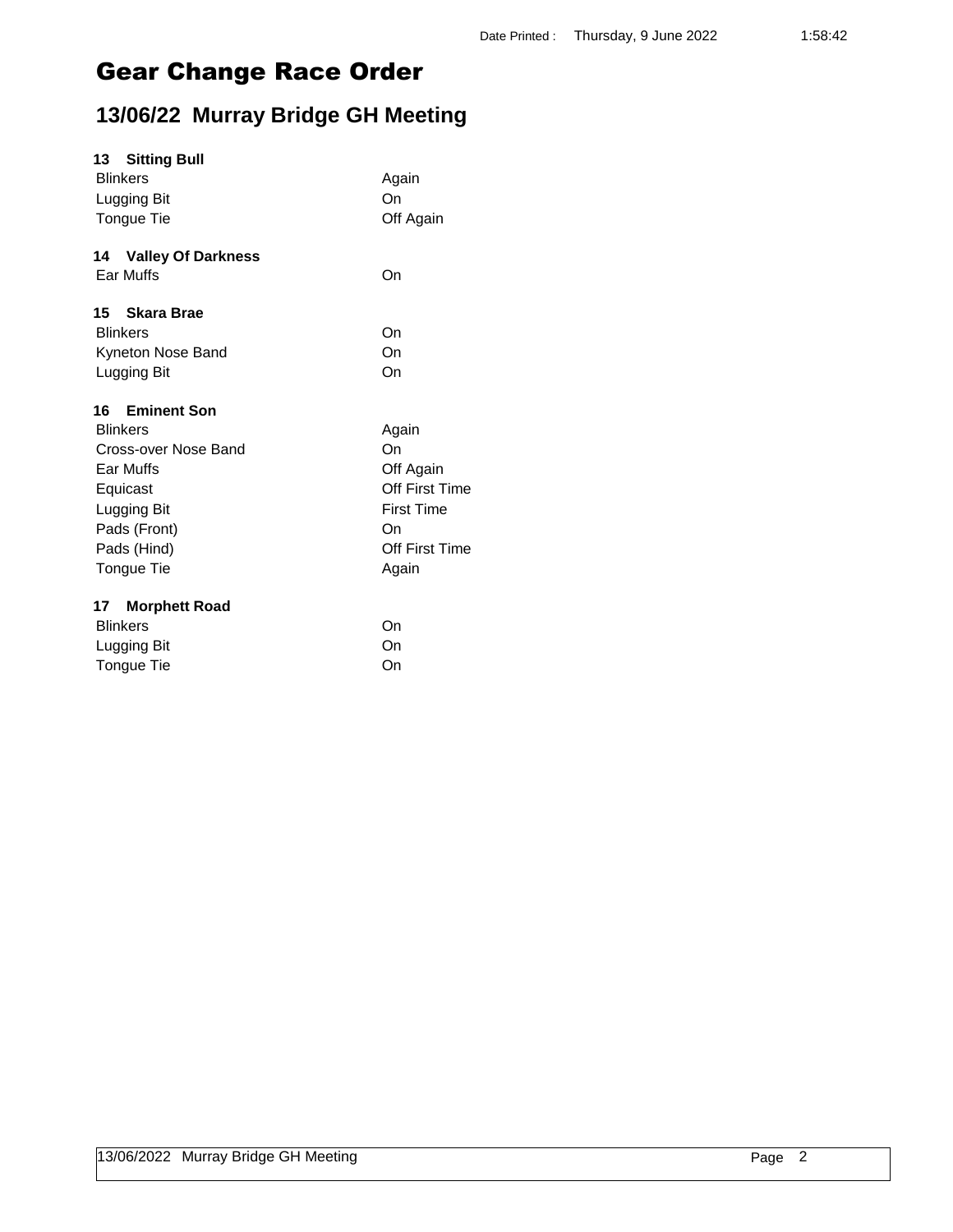Date Printed : Thursday, 9 June 2022 1:58:42

# Gear Change Race Order

## 13/06/22 Murray Bridge GH Meeting

**13 Sitting Bull**

| | |
|---|---|
| Blinkers | Again |
| Lugging Bit | On |
| Tongue Tie | Off Again |

**14 Valley Of Darkness**

| | |
|---|---|
| Ear Muffs | On |

**15 Skara Brae**

| | |
|---|---|
| Blinkers | On |
| Kyneton Nose Band | On |
| Lugging Bit | On |

**16 Eminent Son**

| | |
|---|---|
| Blinkers | Again |
| Cross-over Nose Band | On |
| Ear Muffs | Off Again |
| Equicast | Off First Time |
| Lugging Bit | First Time |
| Pads (Front) | On |
| Pads (Hind) | Off First Time |
| Tongue Tie | Again |

**17 Morphett Road**

| | |
|---|---|
| Blinkers | On |
| Lugging Bit | On |
| Tongue Tie | On |